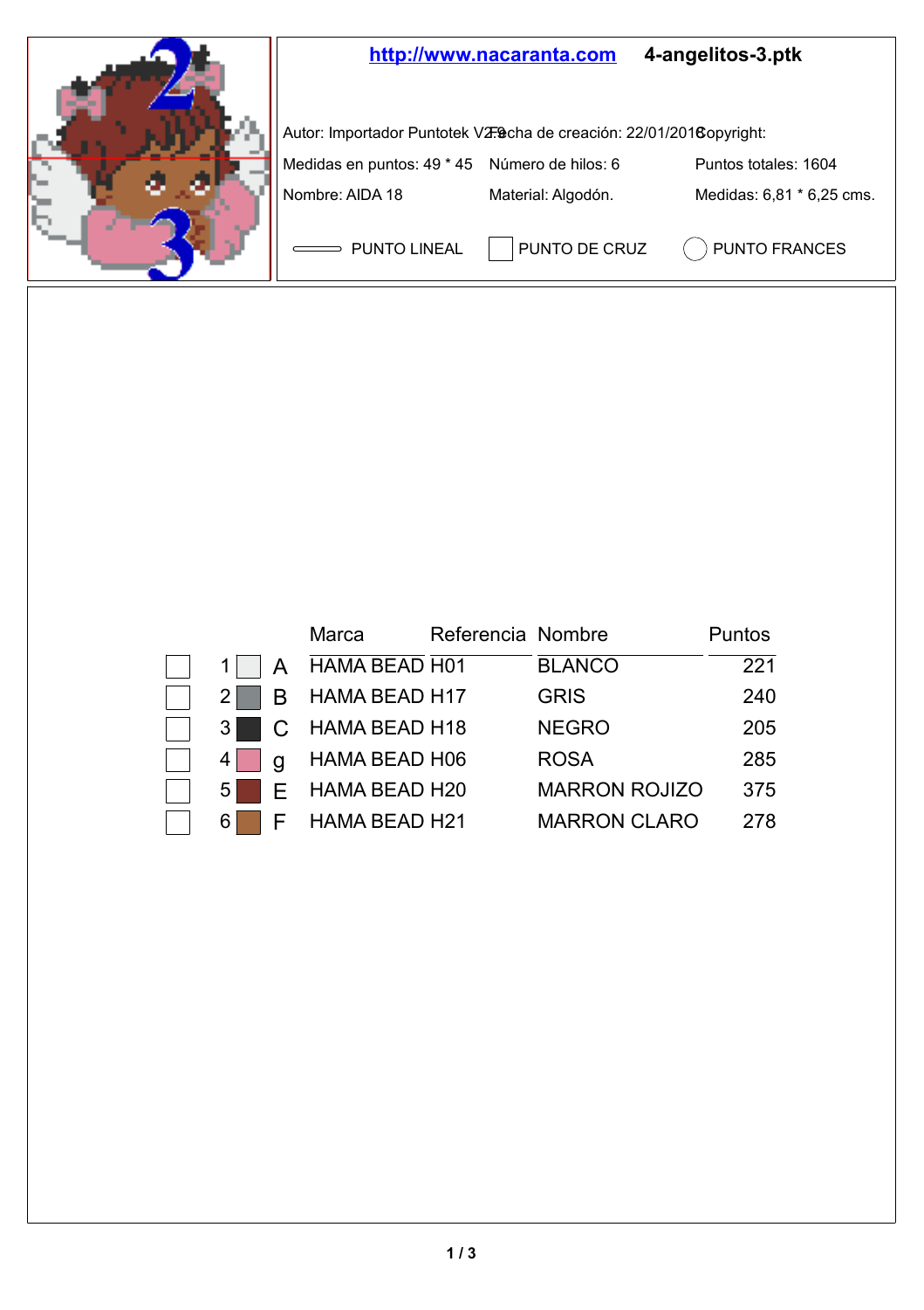http://www.nacaranta.com **4-angelitos-3.ptk**

Autor: Importador Puntotek V2.9 Fecha de creación: 22/01/2018 Copyright:

Medidas en puntos: 49 * 45 Número de hilos: 6 Puntos totales: 1604

Nombre: AIDA 18 Material: Algodón. Medidas: 6,81 * 6,25 cms.

PUNTO LINEAL PUNTO DE CRUZ PUNTO FRANCES

| | | | Marca | Referencia | Nombre | Puntos |
|---|---|---|---|---|---|---|
| ☐ | 1 | A | HAMA BEAD | H01 | BLANCO | 221 |
| ☐ | 2 | B | HAMA BEAD | H17 | GRIS | 240 |
| ☐ | 3 | C | HAMA BEAD | H18 | NEGRO | 205 |
| ☐ | 4 | g | HAMA BEAD | H06 | ROSA | 285 |
| ☐ | 5 | E | HAMA BEAD | H20 | MARRON ROJIZO | 375 |
| ☐ | 6 | F | HAMA BEAD | H21 | MARRON CLARO | 278 |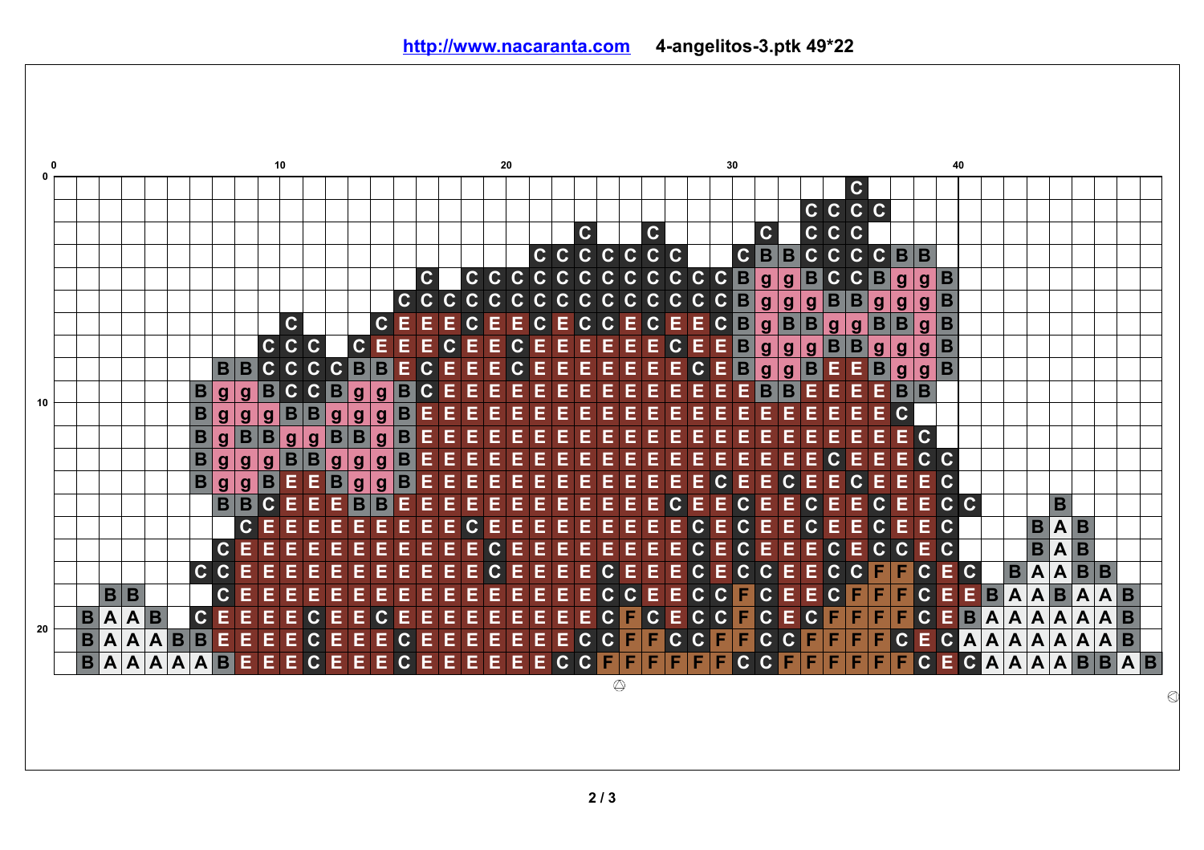http://www.nacaranta.com 4-angelitos-3.ptk 49*22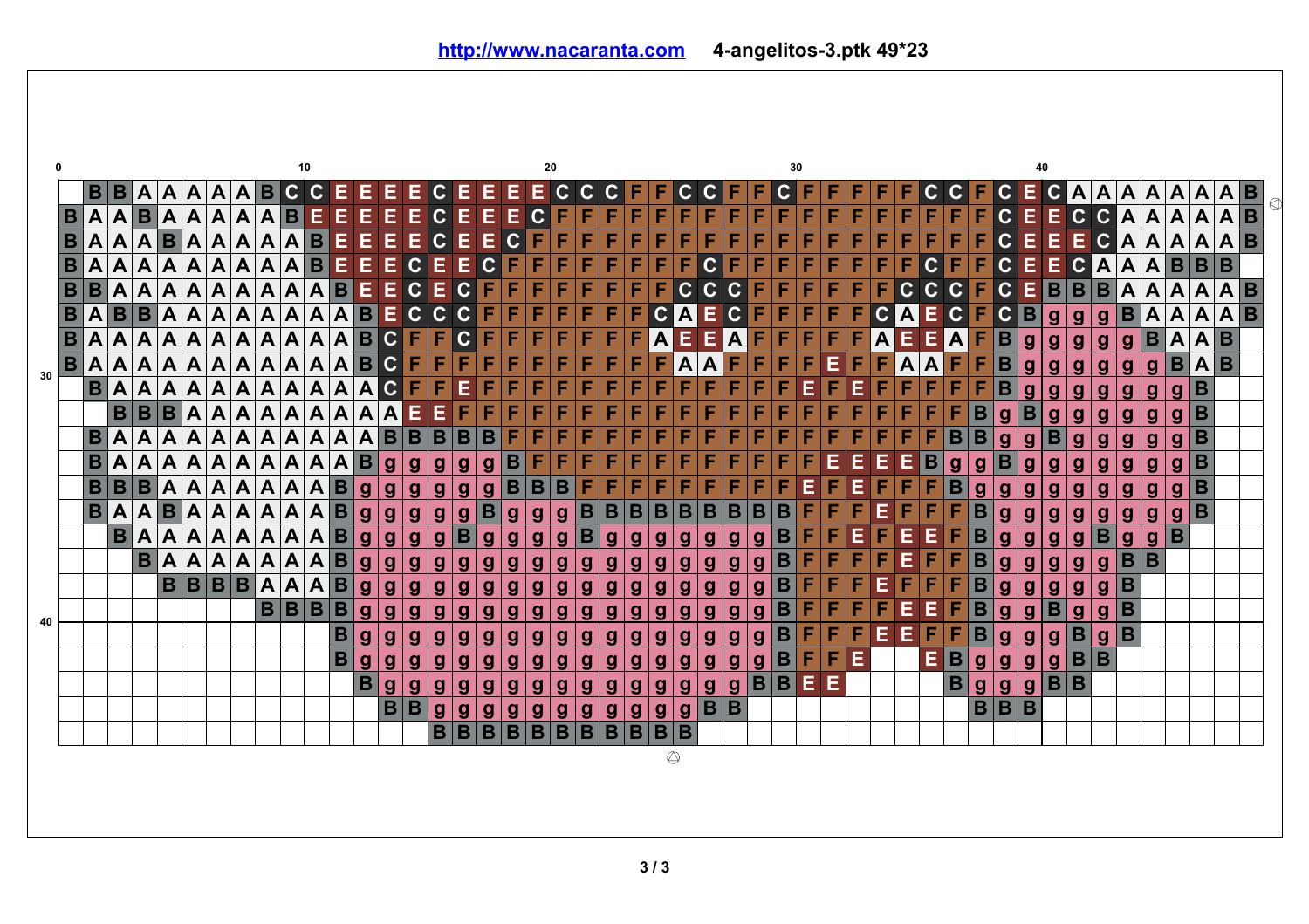**http://www.nacaranta.com 4-angelitos-3.ptk 49*23**

0

10

20

30

40

30

40